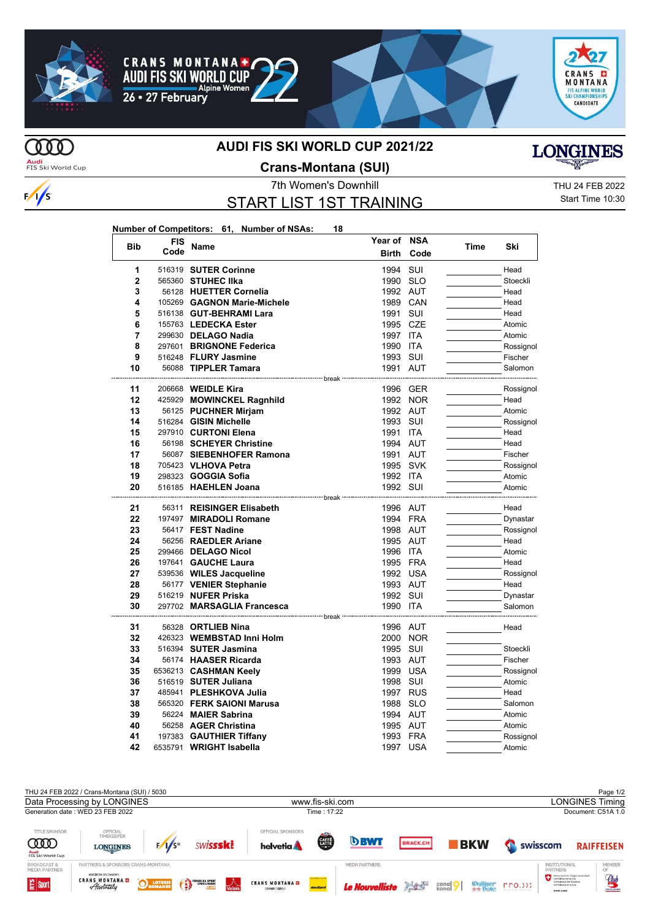# AUDI FIS SKI WORLD CUP 2021/22

## Crans-Montana (SUI)

7th Women's Downhill

THU 24 FEB 2022
Start Time 10:30

## START LIST 1ST TRAINING

**Number of Competitors: 61, Number of NSAs: 18**

| Bib | FIS Code | Name | Year of Birth | NSA Code | Time | Ski |
|---|---|---|---|---|---|---|
| 1 | 516319 | **SUTER Corinne** | 1994 | SUI | | Head |
| 2 | 565360 | **STUHEC Ilka** | 1990 | SLO | | Stoeckli |
| 3 | 56128 | **HUETTER Cornelia** | 1992 | AUT | | Head |
| 4 | 105269 | **GAGNON Marie-Michele** | 1989 | CAN | | Head |
| 5 | 516138 | **GUT-BEHRAMI Lara** | 1991 | SUI | | Head |
| 6 | 155763 | **LEDECKA Ester** | 1995 | CZE | | Atomic |
| 7 | 299630 | **DELAGO Nadia** | 1997 | ITA | | Atomic |
| 8 | 297601 | **BRIGNONE Federica** | 1990 | ITA | | Rossignol |
| 9 | 516248 | **FLURY Jasmine** | 1993 | SUI | | Fischer |
| 10 | 56088 | **TIPPLER Tamara** | 1991 | AUT | | Salomon |
| | | break | | | | |
| 11 | 206668 | **WEIDLE Kira** | 1996 | GER | | Rossignol |
| 12 | 425929 | **MOWINCKEL Ragnhild** | 1992 | NOR | | Head |
| 13 | 56125 | **PUCHNER Mirjam** | 1992 | AUT | | Atomic |
| 14 | 516284 | **GISIN Michelle** | 1993 | SUI | | Rossignol |
| 15 | 297910 | **CURTONI Elena** | 1991 | ITA | | Head |
| 16 | 56198 | **SCHEYER Christine** | 1994 | AUT | | Head |
| 17 | 56087 | **SIEBENHOFER Ramona** | 1991 | AUT | | Fischer |
| 18 | 705423 | **VLHOVA Petra** | 1995 | SVK | | Rossignol |
| 19 | 298323 | **GOGGIA Sofia** | 1992 | ITA | | Atomic |
| 20 | 516185 | **HAEHLEN Joana** | 1992 | SUI | | Atomic |
| | | break | | | | |
| 21 | 56311 | **REISINGER Elisabeth** | 1996 | AUT | | Head |
| 22 | 197497 | **MIRADOLI Romane** | 1994 | FRA | | Dynastar |
| 23 | 56417 | **FEST Nadine** | 1998 | AUT | | Rossignol |
| 24 | 56256 | **RAEDLER Ariane** | 1995 | AUT | | Head |
| 25 | 299466 | **DELAGO Nicol** | 1996 | ITA | | Atomic |
| 26 | 197641 | **GAUCHE Laura** | 1995 | FRA | | Head |
| 27 | 539536 | **WILES Jacqueline** | 1992 | USA | | Rossignol |
| 28 | 56177 | **VENIER Stephanie** | 1993 | AUT | | Head |
| 29 | 516219 | **NUFER Priska** | 1992 | SUI | | Dynastar |
| 30 | 297702 | **MARSAGLIA Francesca** | 1990 | ITA | | Salomon |
| | | break | | | | |
| 31 | 56328 | **ORTLIEB Nina** | 1996 | AUT | | Head |
| 32 | 426323 | **WEMBSTAD Inni Holm** | 2000 | NOR | | |
| 33 | 516394 | **SUTER Jasmina** | 1995 | SUI | | Stoeckli |
| 34 | 56174 | **HAASER Ricarda** | 1993 | AUT | | Fischer |
| 35 | 6536213 | **CASHMAN Keely** | 1999 | USA | | Rossignol |
| 36 | 516519 | **SUTER Juliana** | 1998 | SUI | | Atomic |
| 37 | 485941 | **PLESHKOVA Julia** | 1997 | RUS | | Head |
| 38 | 565320 | **FERK SAIONI Marusa** | 1988 | SLO | | Salomon |
| 39 | 56224 | **MAIER Sabrina** | 1994 | AUT | | Atomic |
| 40 | 56258 | **AGER Christina** | 1995 | AUT | | Atomic |
| 41 | 197383 | **GAUTHIER Tiffany** | 1993 | FRA | | Rossignol |
| 42 | 6535791 | **WRIGHT Isabella** | 1997 | USA | | Atomic |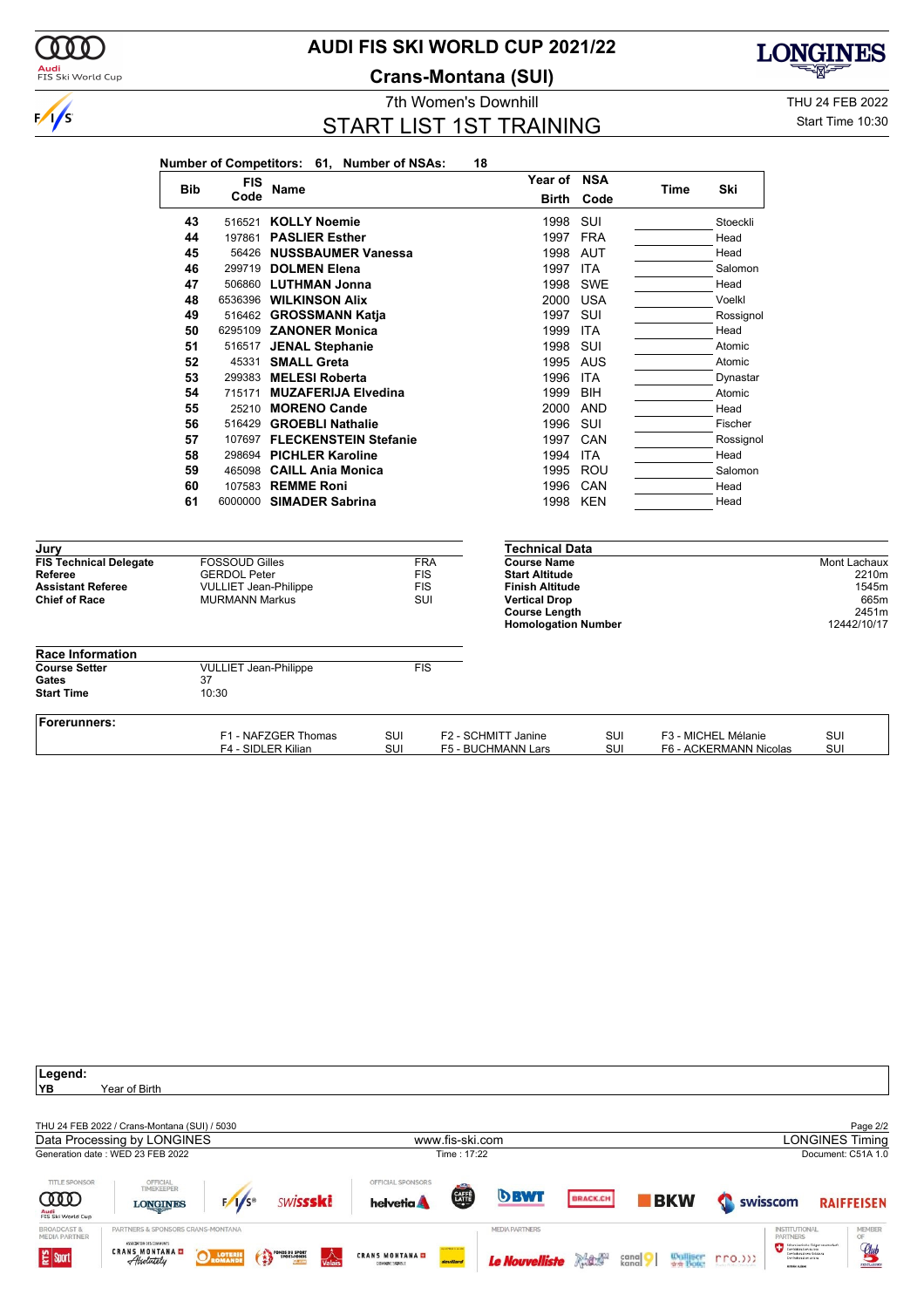# AUDI FIS SKI WORLD CUP 2021/22

## Crans-Montana (SUI)

7th Women's Downhill

## START LIST 1ST TRAINING

THU 24 FEB 2022
Start Time 10:30

**Number of Competitors: 61, Number of NSAs: 18**

| Bib | FIS Code | Name | Year of Birth | NSA Code | Time | Ski |
|---|---|---|---|---|---|---|
| 43 | 516521 | **KOLLY Noemie** | 1998 | SUI | | Stoeckli |
| 44 | 197861 | **PASLIER Esther** | 1997 | FRA | | Head |
| 45 | 56426 | **NUSSBAUMER Vanessa** | 1998 | AUT | | Head |
| 46 | 299719 | **DOLMEN Elena** | 1997 | ITA | | Salomon |
| 47 | 506860 | **LUTHMANN Jonna** | 1998 | SWE | | Head |
| 48 | 6536396 | **WILKINSON Alix** | 2000 | USA | | Voelkl |
| 49 | 516462 | **GROSSMANN Katja** | 1997 | SUI | | Rossignol |
| 50 | 6295109 | **ZANONER Monica** | 1999 | ITA | | Head |
| 51 | 516517 | **JENAL Stephanie** | 1998 | SUI | | Atomic |
| 52 | 45331 | **SMALL Greta** | 1995 | AUS | | Atomic |
| 53 | 299383 | **MELESI Roberta** | 1996 | ITA | | Dynastar |
| 54 | 715171 | **MUZAFERIJA Elvedina** | 1999 | BIH | | Atomic |
| 55 | 25210 | **MORENO Cande** | 2000 | AND | | Head |
| 56 | 516429 | **GROEBLI Nathalie** | 1996 | SUI | | Fischer |
| 57 | 107697 | **FLECKENSTEIN Stefanie** | 1997 | CAN | | Rossignol |
| 58 | 298694 | **PICHLER Karoline** | 1994 | ITA | | Head |
| 59 | 465098 | **CAILL Ania Monica** | 1995 | ROU | | Salomon |
| 60 | 107583 | **REMME Roni** | 1996 | CAN | | Head |
| 61 | 6000000 | **SIMADER Sabrina** | 1998 | KEN | | Head |

### Jury

| | | |
|---|---|---|
| **FIS Technical Delegate** | FOSSOUD Gilles | FRA |
| **Referee** | GERDOL Peter | FIS |
| **Assistant Referee** | VULLIET Jean-Philippe | FIS |
| **Chief of Race** | MURMANN Markus | SUI |

### Technical Data

| | |
|---|---|
| **Course Name** | Mont Lachaux |
| **Start Altitude** | 2210m |
| **Finish Altitude** | 1545m |
| **Vertical Drop** | 665m |
| **Course Length** | 2451m |
| **Homologation Number** | 12442/10/17 |

### Race Information

| | | |
|---|---|---|
| **Course Setter** | VULLIET Jean-Philippe | FIS |
| **Gates** | 37 | |
| **Start Time** | 10:30 | |

### Forerunners:

| | | | | | |
|---|---|---|---|---|---|
| F1 - NAFZGER Thomas | SUI | F2 - SCHMITT Janine | SUI | F3 - MICHEL Mélanie | SUI |
| F4 - SIDLER Kilian | SUI | F5 - BUCHMANN Lars | SUI | F6 - ACKERMANN Nicolas | SUI |

**Legend:**
**YB** Year of Birth

THU 24 FEB 2022 / Crans-Montana (SUI) / 5030

Data Processing by LONGINES — www.fis-ski.com — LONGINES Timing

Generation date : WED 23 FEB 2022 — Time : 17:22 — Document: C51A 1.0